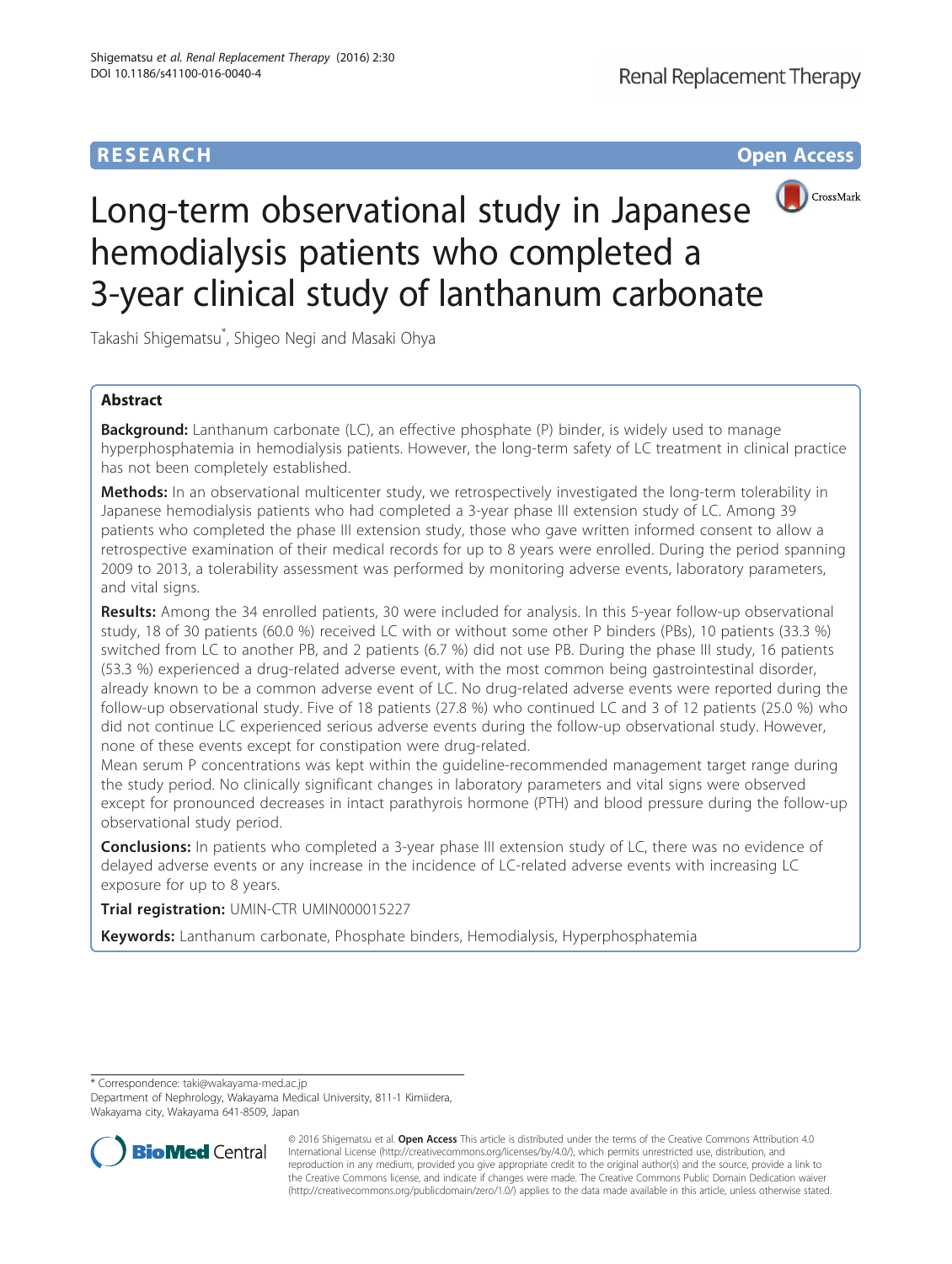RESEARCH | Open Access

# Long-term observational study in Japanese hemodialysis patients who completed a 3-year clinical study of lanthanum carbonate

Takashi Shigematsu*, Shigeo Negi and Masaki Ohya

## Abstract

**Background:** Lanthanum carbonate (LC), an effective phosphate (P) binder, is widely used to manage hyperphosphatemia in hemodialysis patients. However, the long-term safety of LC treatment in clinical practice has not been completely established.

**Methods:** In an observational multicenter study, we retrospectively investigated the long-term tolerability in Japanese hemodialysis patients who had completed a 3-year phase III extension study of LC. Among 39 patients who completed the phase III extension study, those who gave written informed consent to allow a retrospective examination of their medical records for up to 8 years were enrolled. During the period spanning 2009 to 2013, a tolerability assessment was performed by monitoring adverse events, laboratory parameters, and vital signs.

**Results:** Among the 34 enrolled patients, 30 were included for analysis. In this 5-year follow-up observational study, 18 of 30 patients (60.0 %) received LC with or without some other P binders (PBs), 10 patients (33.3 %) switched from LC to another PB, and 2 patients (6.7 %) did not use PB. During the phase III study, 16 patients (53.3 %) experienced a drug-related adverse event, with the most common being gastrointestinal disorder, already known to be a common adverse event of LC. No drug-related adverse events were reported during the follow-up observational study. Five of 18 patients (27.8 %) who continued LC and 3 of 12 patients (25.0 %) who did not continue LC experienced serious adverse events during the follow-up observational study. However, none of these events except for constipation were drug-related.

Mean serum P concentrations was kept within the guideline-recommended management target range during the study period. No clinically significant changes in laboratory parameters and vital signs were observed except for pronounced decreases in intact parathyrois hormone (PTH) and blood pressure during the follow-up observational study period.

**Conclusions:** In patients who completed a 3-year phase III extension study of LC, there was no evidence of delayed adverse events or any increase in the incidence of LC-related adverse events with increasing LC exposure for up to 8 years.

**Trial registration:** UMIN-CTR UMIN000015227

**Keywords:** Lanthanum carbonate, Phosphate binders, Hemodialysis, Hyperphosphatemia

\* Correspondence: taki@wakayama-med.ac.jp
Department of Nephrology, Wakayama Medical University, 811-1 Kimiidera, Wakayama city, Wakayama 641-8509, Japan

© 2016 Shigematsu et al. **Open Access** This article is distributed under the terms of the Creative Commons Attribution 4.0 International License (http://creativecommons.org/licenses/by/4.0/), which permits unrestricted use, distribution, and reproduction in any medium, provided you give appropriate credit to the original author(s) and the source, provide a link to the Creative Commons license, and indicate if changes were made. The Creative Commons Public Domain Dedication waiver (http://creativecommons.org/publicdomain/zero/1.0/) applies to the data made available in this article, unless otherwise stated.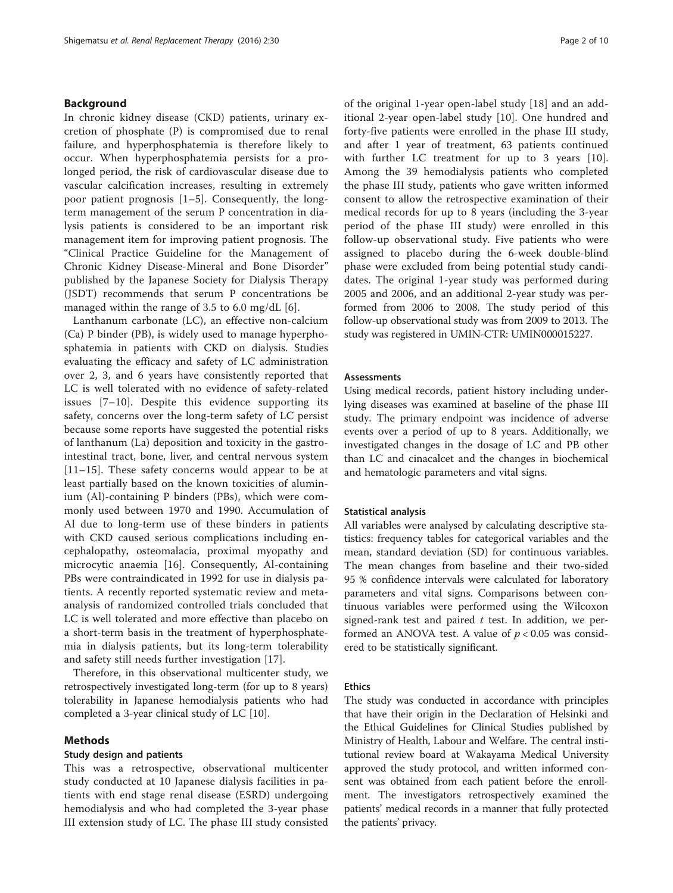## Background

In chronic kidney disease (CKD) patients, urinary excretion of phosphate (P) is compromised due to renal failure, and hyperphosphatemia is therefore likely to occur. When hyperphosphatemia persists for a prolonged period, the risk of cardiovascular disease due to vascular calcification increases, resulting in extremely poor patient prognosis [1–5]. Consequently, the long-term management of the serum P concentration in dialysis patients is considered to be an important risk management item for improving patient prognosis. The "Clinical Practice Guideline for the Management of Chronic Kidney Disease-Mineral and Bone Disorder" published by the Japanese Society for Dialysis Therapy (JSDT) recommends that serum P concentrations be managed within the range of 3.5 to 6.0 mg/dL [6].

Lanthanum carbonate (LC), an effective non-calcium (Ca) P binder (PB), is widely used to manage hyperphosphatemia in patients with CKD on dialysis. Studies evaluating the efficacy and safety of LC administration over 2, 3, and 6 years have consistently reported that LC is well tolerated with no evidence of safety-related issues [7–10]. Despite this evidence supporting its safety, concerns over the long-term safety of LC persist because some reports have suggested the potential risks of lanthanum (La) deposition and toxicity in the gastrointestinal tract, bone, liver, and central nervous system [11–15]. These safety concerns would appear to be at least partially based on the known toxicities of aluminium (Al)-containing P binders (PBs), which were commonly used between 1970 and 1990. Accumulation of Al due to long-term use of these binders in patients with CKD caused serious complications including encephalopathy, osteomalacia, proximal myopathy and microcytic anaemia [16]. Consequently, Al-containing PBs were contraindicated in 1992 for use in dialysis patients. A recently reported systematic review and meta-analysis of randomized controlled trials concluded that LC is well tolerated and more effective than placebo on a short-term basis in the treatment of hyperphosphatemia in dialysis patients, but its long-term tolerability and safety still needs further investigation [17].

Therefore, in this observational multicenter study, we retrospectively investigated long-term (for up to 8 years) tolerability in Japanese hemodialysis patients who had completed a 3-year clinical study of LC [10].

## Methods

### Study design and patients

This was a retrospective, observational multicenter study conducted at 10 Japanese dialysis facilities in patients with end stage renal disease (ESRD) undergoing hemodialysis and who had completed the 3-year phase III extension study of LC. The phase III study consisted of the original 1-year open-label study [18] and an additional 2-year open-label study [10]. One hundred and forty-five patients were enrolled in the phase III study, and after 1 year of treatment, 63 patients continued with further LC treatment for up to 3 years [10]. Among the 39 hemodialysis patients who completed the phase III study, patients who gave written informed consent to allow the retrospective examination of their medical records for up to 8 years (including the 3-year period of the phase III study) were enrolled in this follow-up observational study. Five patients who were assigned to placebo during the 6-week double-blind phase were excluded from being potential study candidates. The original 1-year study was performed during 2005 and 2006, and an additional 2-year study was performed from 2006 to 2008. The study period of this follow-up observational study was from 2009 to 2013. The study was registered in UMIN-CTR: UMIN000015227.

### Assessments

Using medical records, patient history including underlying diseases was examined at baseline of the phase III study. The primary endpoint was incidence of adverse events over a period of up to 8 years. Additionally, we investigated changes in the dosage of LC and PB other than LC and cinacalcet and the changes in biochemical and hematologic parameters and vital signs.

### Statistical analysis

All variables were analysed by calculating descriptive statistics: frequency tables for categorical variables and the mean, standard deviation (SD) for continuous variables. The mean changes from baseline and their two-sided 95 % confidence intervals were calculated for laboratory parameters and vital signs. Comparisons between continuous variables were performed using the Wilcoxon signed-rank test and paired *t* test. In addition, we performed an ANOVA test. A value of $p < 0.05$ was considered to be statistically significant.

### Ethics

The study was conducted in accordance with principles that have their origin in the Declaration of Helsinki and the Ethical Guidelines for Clinical Studies published by Ministry of Health, Labour and Welfare. The central institutional review board at Wakayama Medical University approved the study protocol, and written informed consent was obtained from each patient before the enrollment. The investigators retrospectively examined the patients' medical records in a manner that fully protected the patients' privacy.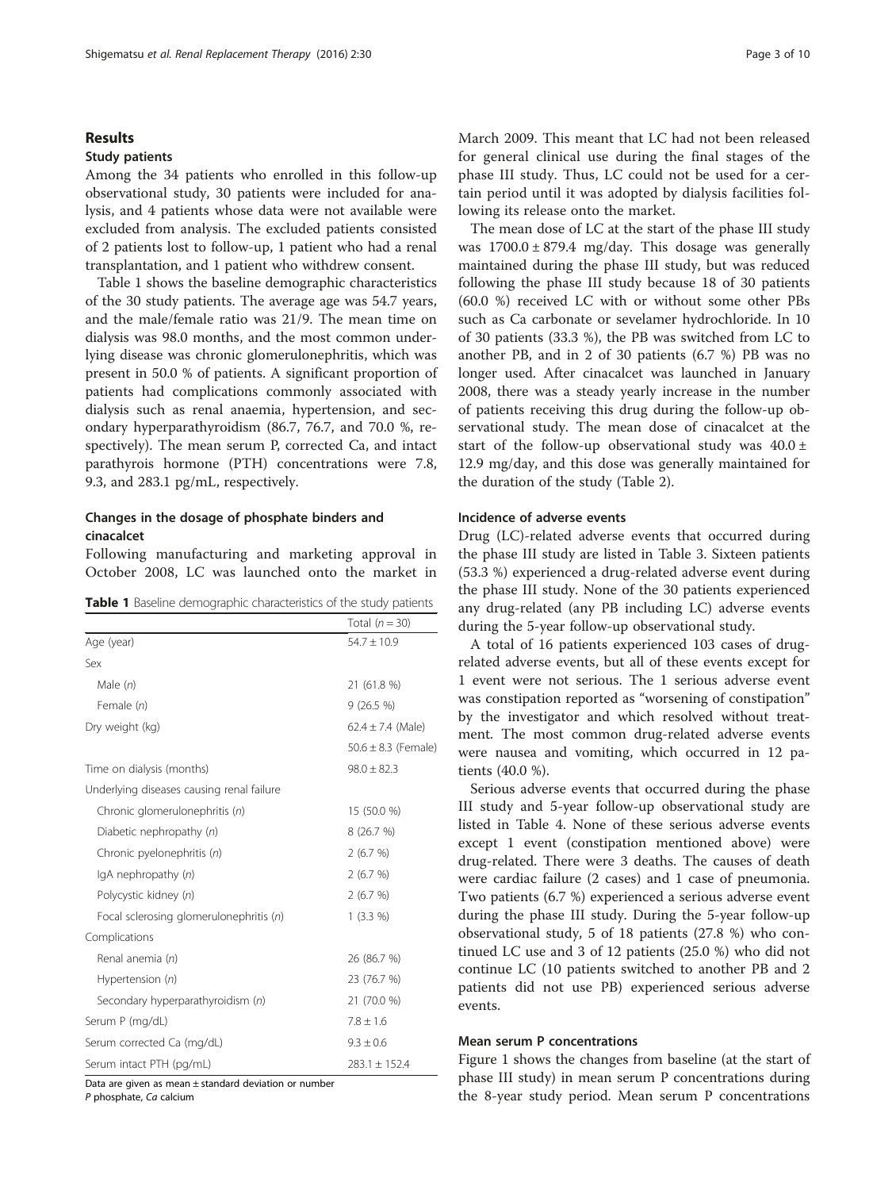## Results

### Study patients

Among the 34 patients who enrolled in this follow-up observational study, 30 patients were included for analysis, and 4 patients whose data were not available were excluded from analysis. The excluded patients consisted of 2 patients lost to follow-up, 1 patient who had a renal transplantation, and 1 patient who withdrew consent.

Table 1 shows the baseline demographic characteristics of the 30 study patients. The average age was 54.7 years, and the male/female ratio was 21/9. The mean time on dialysis was 98.0 months, and the most common underlying disease was chronic glomerulonephritis, which was present in 50.0 % of patients. A significant proportion of patients had complications commonly associated with dialysis such as renal anaemia, hypertension, and secondary hyperparathyroidism (86.7, 76.7, and 70.0 %, respectively). The mean serum P, corrected Ca, and intact parathyrois hormone (PTH) concentrations were 7.8, 9.3, and 283.1 pg/mL, respectively.

### Changes in the dosage of phosphate binders and cinacalcet

Following manufacturing and marketing approval in October 2008, LC was launched onto the market in March 2009. This meant that LC had not been released for general clinical use during the final stages of the phase III study. Thus, LC could not be used for a certain period until it was adopted by dialysis facilities following its release onto the market.

**Table 1** Baseline demographic characteristics of the study patients

| | Total ($n = 30$) |
|---|---|
| Age (year) | 54.7 ± 10.9 |
| Sex | |
| Male ($n$) | 21 (61.8 %) |
| Female ($n$) | 9 (26.5 %) |
| Dry weight (kg) | 62.4 ± 7.4 (Male) |
| | 50.6 ± 8.3 (Female) |
| Time on dialysis (months) | 98.0 ± 82.3 |
| Underlying diseases causing renal failure | |
| Chronic glomerulonephritis ($n$) | 15 (50.0 %) |
| Diabetic nephropathy ($n$) | 8 (26.7 %) |
| Chronic pyelonephritis ($n$) | 2 (6.7 %) |
| IgA nephropathy ($n$) | 2 (6.7 %) |
| Polycystic kidney ($n$) | 2 (6.7 %) |
| Focal sclerosing glomerulonephritis ($n$) | 1 (3.3 %) |
| Complications | |
| Renal anemia ($n$) | 26 (86.7 %) |
| Hypertension ($n$) | 23 (76.7 %) |
| Secondary hyperparathyroidism ($n$) | 21 (70.0 %) |
| Serum P (mg/dL) | 7.8 ± 1.6 |
| Serum corrected Ca (mg/dL) | 9.3 ± 0.6 |
| Serum intact PTH (pg/mL) | 283.1 ± 152.4 |

Data are given as mean ± standard deviation or number
*P* phosphate, *Ca* calcium

The mean dose of LC at the start of the phase III study was 1700.0 ± 879.4 mg/day. This dosage was generally maintained during the phase III study, but was reduced following the phase III study because 18 of 30 patients (60.0 %) received LC with or without some other PBs such as Ca carbonate or sevelamer hydrochloride. In 10 of 30 patients (33.3 %), the PB was switched from LC to another PB, and in 2 of 30 patients (6.7 %) PB was no longer used. After cinacalcet was launched in January 2008, there was a steady yearly increase in the number of patients receiving this drug during the follow-up observational study. The mean dose of cinacalcet at the start of the follow-up observational study was 40.0 ± 12.9 mg/day, and this dose was generally maintained for the duration of the study (Table 2).

### Incidence of adverse events

Drug (LC)-related adverse events that occurred during the phase III study are listed in Table 3. Sixteen patients (53.3 %) experienced a drug-related adverse event during the phase III study. None of the 30 patients experienced any drug-related (any PB including LC) adverse events during the 5-year follow-up observational study.

A total of 16 patients experienced 103 cases of drug-related adverse events, but all of these events except for 1 event were not serious. The 1 serious adverse event was constipation reported as "worsening of constipation" by the investigator and which resolved without treatment. The most common drug-related adverse events were nausea and vomiting, which occurred in 12 patients (40.0 %).

Serious adverse events that occurred during the phase III study and 5-year follow-up observational study are listed in Table 4. None of these serious adverse events except 1 event (constipation mentioned above) were drug-related. There were 3 deaths. The causes of death were cardiac failure (2 cases) and 1 case of pneumonia. Two patients (6.7 %) experienced a serious adverse event during the phase III study. During the 5-year follow-up observational study, 5 of 18 patients (27.8 %) who continued LC use and 3 of 12 patients (25.0 %) who did not continue LC (10 patients switched to another PB and 2 patients did not use PB) experienced serious adverse events.

### Mean serum P concentrations

Figure 1 shows the changes from baseline (at the start of phase III study) in mean serum P concentrations during the 8-year study period. Mean serum P concentrations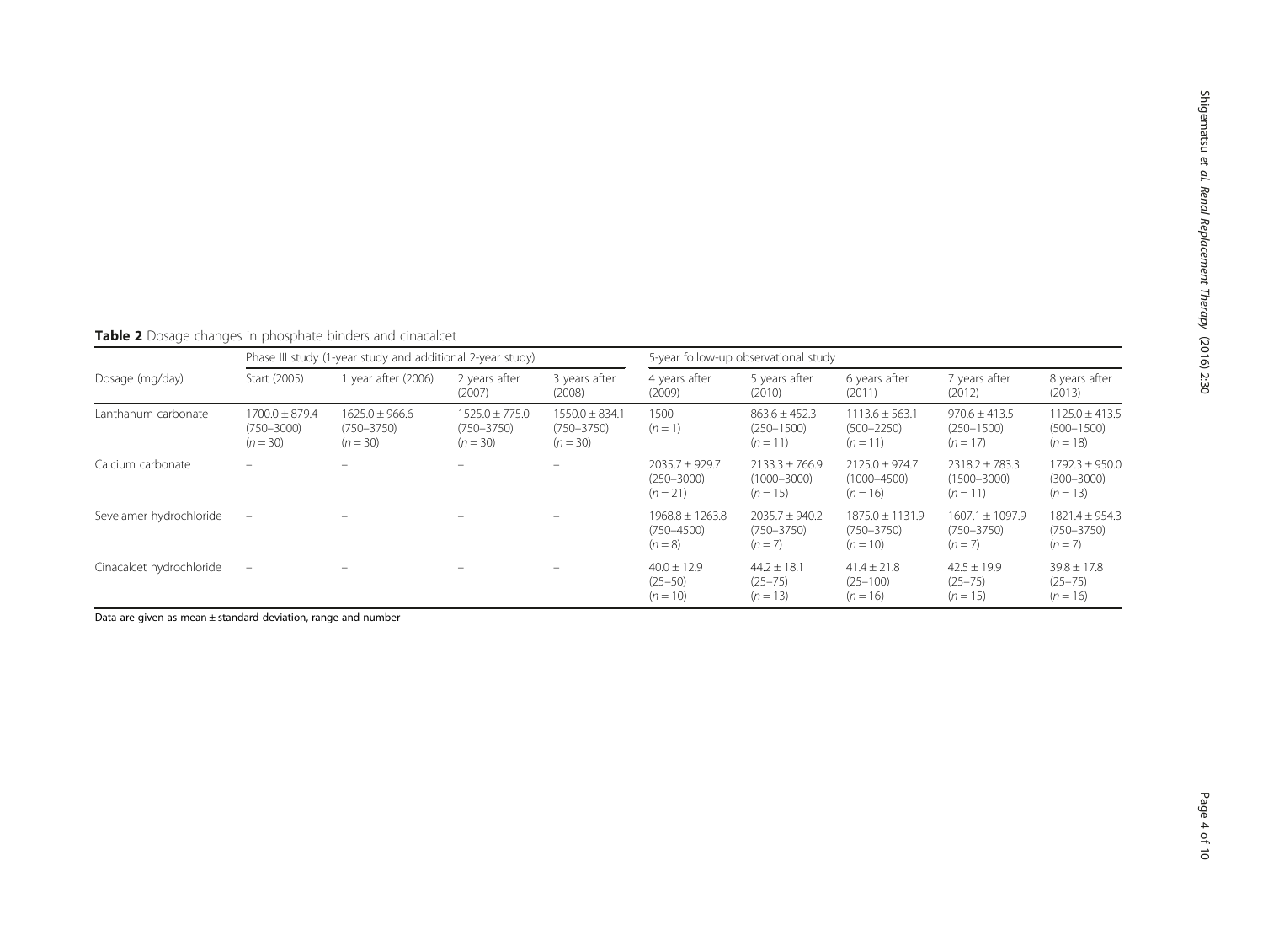**Table 2** Dosage changes in phosphate binders and cinacalcet

| Dosage (mg/day) | Phase III study (1-year study and additional 2-year study) | | | | 5-year follow-up observational study | | | | |
|---|---|---|---|---|---|---|---|---|---|
| | Start (2005) | 1 year after (2006) | 2 years after (2007) | 3 years after (2008) | 4 years after (2009) | 5 years after (2010) | 6 years after (2011) | 7 years after (2012) | 8 years after (2013) |
| Lanthanum carbonate | 1700.0 ± 879.4 (750–3000) (*n* = 30) | 1625.0 ± 966.6 (750–3750) (*n* = 30) | 1525.0 ± 775.0 (750–3750) (*n* = 30) | 1550.0 ± 834.1 (750–3750) (*n* = 30) | 1500 (*n* = 1) | 863.6 ± 452.3 (250–1500) (*n* = 11) | 1113.6 ± 563.1 (500–2250) (*n* = 11) | 970.6 ± 413.5 (250–1500) (*n* = 17) | 1125.0 ± 413.5 (500–1500) (*n* = 18) |
| Calcium carbonate | – | – | – | – | 2035.7 ± 929.7 (250–3000) (*n* = 21) | 2133.3 ± 766.9 (1000–3000) (*n* = 15) | 2125.0 ± 974.7 (1000–4500) (*n* = 16) | 2318.2 ± 783.3 (1500–3000) (*n* = 11) | 1792.3 ± 950.0 (300–3000) (*n* = 13) |
| Sevelamer hydrochloride | – | – | – | – | 1968.8 ± 1263.8 (750–4500) (*n* = 8) | 2035.7 ± 940.2 (750–3750) (*n* = 7) | 1875.0 ± 1131.9 (750–3750) (*n* = 10) | 1607.1 ± 1097.9 (750–3750) (*n* = 7) | 1821.4 ± 954.3 (750–3750) (*n* = 7) |
| Cinacalcet hydrochloride | – | – | – | – | 40.0 ± 12.9 (25–50) (*n* = 10) | 44.2 ± 18.1 (25–75) (*n* = 13) | 41.4 ± 21.8 (25–100) (*n* = 16) | 42.5 ± 19.9 (25–75) (*n* = 15) | 39.8 ± 17.8 (25–75) (*n* = 16) |

Data are given as mean ± standard deviation, range and number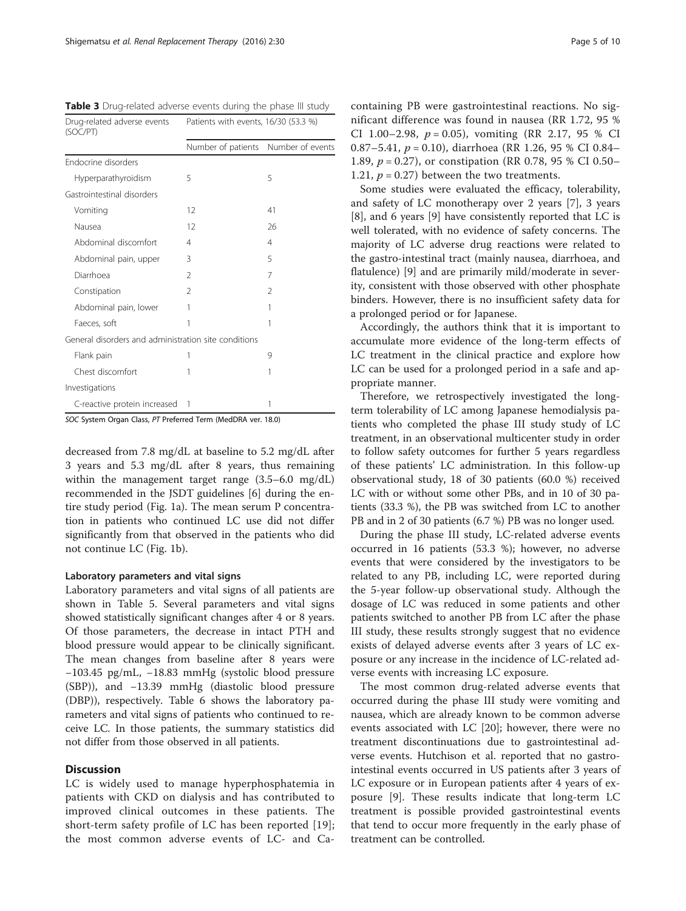**Table 3** Drug-related adverse events during the phase III study

| Drug-related adverse events (SOC/PT) | Patients with events, 16/30 (53.3 %) | |
|---|---|---|
| | Number of patients | Number of events |
| Endocrine disorders | | |
| Hyperparathyroidism | 5 | 5 |
| Gastrointestinal disorders | | |
| Vomiting | 12 | 41 |
| Nausea | 12 | 26 |
| Abdominal discomfort | 4 | 4 |
| Abdominal pain, upper | 3 | 5 |
| Diarrhoea | 2 | 7 |
| Constipation | 2 | 2 |
| Abdominal pain, lower | 1 | 1 |
| Faeces, soft | 1 | 1 |
| General disorders and administration site conditions | | |
| Flank pain | 1 | 9 |
| Chest discomfort | 1 | 1 |
| Investigations | | |
| C-reactive protein increased | 1 | 1 |

*SOC* System Organ Class, *PT* Preferred Term (MedDRA ver. 18.0)

decreased from 7.8 mg/dL at baseline to 5.2 mg/dL after 3 years and 5.3 mg/dL after 8 years, thus remaining within the management target range (3.5–6.0 mg/dL) recommended in the JSDT guidelines [6] during the entire study period (Fig. 1a). The mean serum P concentration in patients who continued LC use did not differ significantly from that observed in the patients who did not continue LC (Fig. 1b).

#### Laboratory parameters and vital signs

Laboratory parameters and vital signs of all patients are shown in Table 5. Several parameters and vital signs showed statistically significant changes after 4 or 8 years. Of those parameters, the decrease in intact PTH and blood pressure would appear to be clinically significant. The mean changes from baseline after 8 years were −103.45 pg/mL, −18.83 mmHg (systolic blood pressure (SBP)), and −13.39 mmHg (diastolic blood pressure (DBP)), respectively. Table 6 shows the laboratory parameters and vital signs of patients who continued to receive LC. In those patients, the summary statistics did not differ from those observed in all patients.

## Discussion

LC is widely used to manage hyperphosphatemia in patients with CKD on dialysis and has contributed to improved clinical outcomes in these patients. The short-term safety profile of LC has been reported [19]; the most common adverse events of LC- and Ca-containing PB were gastrointestinal reactions. No significant difference was found in nausea (RR 1.72, 95 % CI 1.00–2.98, $p = 0.05$), vomiting (RR 2.17, 95 % CI 0.87–5.41, $p = 0.10$), diarrhoea (RR 1.26, 95 % CI 0.84–1.89, $p = 0.27$), or constipation (RR 0.78, 95 % CI 0.50–1.21, $p = 0.27$) between the two treatments.

Some studies were evaluated the efficacy, tolerability, and safety of LC monotherapy over 2 years [7], 3 years [8], and 6 years [9] have consistently reported that LC is well tolerated, with no evidence of safety concerns. The majority of LC adverse drug reactions were related to the gastro-intestinal tract (mainly nausea, diarrhoea, and flatulence) [9] and are primarily mild/moderate in severity, consistent with those observed with other phosphate binders. However, there is no insufficient safety data for a prolonged period or for Japanese.

Accordingly, the authors think that it is important to accumulate more evidence of the long-term effects of LC treatment in the clinical practice and explore how LC can be used for a prolonged period in a safe and appropriate manner.

Therefore, we retrospectively investigated the long-term tolerability of LC among Japanese hemodialysis patients who completed the phase III study study of LC treatment, in an observational multicenter study in order to follow safety outcomes for further 5 years regardless of these patients' LC administration. In this follow-up observational study, 18 of 30 patients (60.0 %) received LC with or without some other PBs, and in 10 of 30 patients (33.3 %), the PB was switched from LC to another PB and in 2 of 30 patients (6.7 %) PB was no longer used.

During the phase III study, LC-related adverse events occurred in 16 patients (53.3 %); however, no adverse events that were considered by the investigators to be related to any PB, including LC, were reported during the 5-year follow-up observational study. Although the dosage of LC was reduced in some patients and other patients switched to another PB from LC after the phase III study, these results strongly suggest that no evidence exists of delayed adverse events after 3 years of LC exposure or any increase in the incidence of LC-related adverse events with increasing LC exposure.

The most common drug-related adverse events that occurred during the phase III study were vomiting and nausea, which are already known to be common adverse events associated with LC [20]; however, there were no treatment discontinuations due to gastrointestinal adverse events. Hutchison et al. reported that no gastrointestinal events occurred in US patients after 3 years of LC exposure or in European patients after 4 years of exposure [9]. These results indicate that long-term LC treatment is possible provided gastrointestinal events that tend to occur more frequently in the early phase of treatment can be controlled.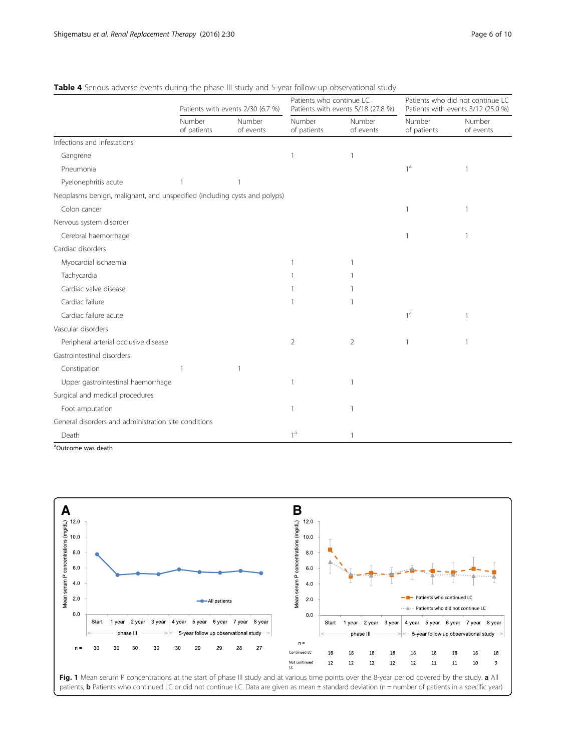**Table 4** Serious adverse events during the phase III study and 5-year follow-up observational study

| | Patients with events 2/30 (6.7 %) | | Patients who continue LC Patients with events 5/18 (27.8 %) | | Patients who did not continue LC Patients with events 3/12 (25.0 %) | |
|---|---|---|---|---|---|---|
| | Number of patients | Number of events | Number of patients | Number of events | Number of patients | Number of events |
| Infections and infestations | | | | | | |
| Gangrene | | | 1 | 1 | | |
| Pneumonia | | | | | 1[a] | 1 |
| Pyelonephritis acute | 1 | 1 | | | | |
| Neoplasms benign, malignant, and unspecified (including cysts and polyps) | | | | | | |
| Colon cancer | | | | | 1 | 1 |
| Nervous system disorder | | | | | | |
| Cerebral haemorrhage | | | | | 1 | 1 |
| Cardiac disorders | | | | | | |
| Myocardial ischaemia | | | 1 | 1 | | |
| Tachycardia | | | 1 | 1 | | |
| Cardiac valve disease | | | 1 | 1 | | |
| Cardiac failure | | | 1 | 1 | | |
| Cardiac failure acute | | | | | 1[a] | 1 |
| Vascular disorders | | | | | | |
| Peripheral arterial occlusive disease | | | 2 | 2 | 1 | 1 |
| Gastrointestinal disorders | | | | | | |
| Constipation | 1 | 1 | | | | |
| Upper gastrointestinal haemorrhage | | | 1 | 1 | | |
| Surgical and medical procedures | | | | | | |
| Foot amputation | | | 1 | 1 | | |
| General disorders and administration site conditions | | | | | | |
| Death | | | 1[a] | 1 | | |

[a]Outcome was death

**Fig. 1** Mean serum P concentrations at the start of phase III study and at various time points over the 8-year period covered by the study. **a** All patients, **b** Patients who continued LC or did not continue LC. Data are given as mean ± standard deviation (n = number of patients in a specific year)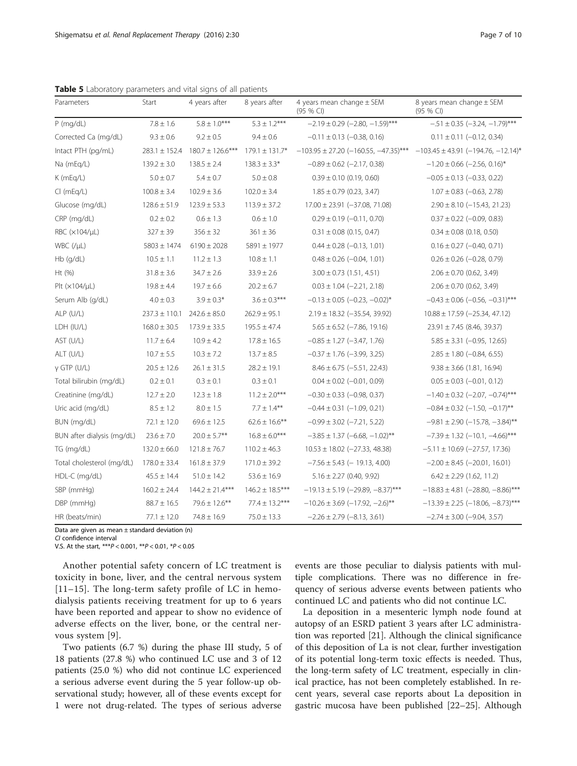**Table 5** Laboratory parameters and vital signs of all patients

| Parameters | Start | 4 years after | 8 years after | 4 years mean change ± SEM (95 % CI) | 8 years mean change ± SEM (95 % CI) |
|---|---|---|---|---|---|
| P (mg/dL) | 7.8 ± 1.6 | 5.8 ± 1.0*** | 5.3 ± 1.2*** | −2.19 ± 0.29 (−2.80, −1.59)*** | −.51 ± 0.35 (−3.24, −1.79)*** |
| Corrected Ca (mg/dL) | 9.3 ± 0.6 | 9.2 ± 0.5 | 9.4 ± 0.6 | −0.11 ± 0.13 (−0.38, 0.16) | 0.11 ± 0.11 (−0.12, 0.34) |
| Intact PTH (pg/mL) | 283.1 ± 152.4 | 180.7 ± 126.6*** | 179.1 ± 131.7* | −103.95 ± 27.20 (−160.55, −47.35)*** | −103.45 ± 43.91 (−194.76, −12.14)* |
| Na (mEq/L) | 139.2 ± 3.0 | 138.5 ± 2.4 | 138.3 ± 3.3* | −0.89 ± 0.62 (−2.17, 0.38) | −1.20 ± 0.66 (−2.56, 0.16)* |
| K (mEq/L) | 5.0 ± 0.7 | 5.4 ± 0.7 | 5.0 ± 0.8 | 0.39 ± 0.10 (0.19, 0.60) | −0.05 ± 0.13 (−0.33, 0.22) |
| Cl (mEq/L) | 100.8 ± 3.4 | 102.9 ± 3.6 | 102.0 ± 3.4 | 1.85 ± 0.79 (0.23, 3.47) | 1.07 ± 0.83 (−0.63, 2.78) |
| Glucose (mg/dL) | 128.6 ± 51.9 | 123.9 ± 53.3 | 113.9 ± 37.2 | 17.00 ± 23.91 (−37.08, 71.08) | 2.90 ± 8.10 (−15.43, 21.23) |
| CRP (mg/dL) | 0.2 ± 0.2 | 0.6 ± 1.3 | 0.6 ± 1.0 | 0.29 ± 0.19 (−0.11, 0.70) | 0.37 ± 0.22 (−0.09, 0.83) |
| RBC (×104/μL) | 327 ± 39 | 356 ± 32 | 361 ± 36 | 0.31 ± 0.08 (0.15, 0.47) | 0.34 ± 0.08 (0.18, 0.50) |
| WBC (/μL) | 5803 ± 1474 | 6190 ± 2028 | 5891 ± 1977 | 0.44 ± 0.28 (−0.13, 1.01) | 0.16 ± 0.27 (−0.40, 0.71) |
| Hb (g/dL) | 10.5 ± 1.1 | 11.2 ± 1.3 | 10.8 ± 1.1 | 0.48 ± 0.26 (−0.04, 1.01) | 0.26 ± 0.26 (−0.28, 0.79) |
| Ht (%) | 31.8 ± 3.6 | 34.7 ± 2.6 | 33.9 ± 2.6 | 3.00 ± 0.73 (1.51, 4.51) | 2.06 ± 0.70 (0.62, 3.49) |
| Plt (×104/μL) | 19.8 ± 4.4 | 19.7 ± 6.6 | 20.2 ± 6.7 | 0.03 ± 1.04 (−2.21, 2.18) | 2.06 ± 0.70 (0.62, 3.49) |
| Serum Alb (g/dL) | 4.0 ± 0.3 | 3.9 ± 0.3* | 3.6 ± 0.3*** | −0.13 ± 0.05 (−0.23, −0.02)* | −0.43 ± 0.06 (−0.56, −0.31)*** |
| ALP (U/L) | 237.3 ± 110.1 | 242.6 ± 85.0 | 262.9 ± 95.1 | 2.19 ± 18.32 (−35.54, 39.92) | 10.88 ± 17.59 (−25.34, 47.12) |
| LDH (IU/L) | 168.0 ± 30.5 | 173.9 ± 33.5 | 195.5 ± 47.4 | 5.65 ± 6.52 (−7.86, 19.16) | 23.91 ± 7.45 (8.46, 39.37) |
| AST (U/L) | 11.7 ± 6.4 | 10.9 ± 4.2 | 17.8 ± 16.5 | −0.85 ± 1.27 (−3.47, 1.76) | 5.85 ± 3.31 (−0.95, 12.65) |
| ALT (U/L) | 10.7 ± 5.5 | 10.3 ± 7.2 | 13.7 ± 8.5 | −0.37 ± 1.76 (−3.99, 3.25) | 2.85 ± 1.80 (−0.84, 6.55) |
| γ GTP (U/L) | 20.5 ± 12.6 | 26.1 ± 31.5 | 28.2 ± 19.1 | 8.46 ± 6.75 (−5.51, 22.43) | 9.38 ± 3.66 (1.81, 16.94) |
| Total bilirubin (mg/dL) | 0.2 ± 0.1 | 0.3 ± 0.1 | 0.3 ± 0.1 | 0.04 ± 0.02 (−0.01, 0.09) | 0.05 ± 0.03 (−0.01, 0.12) |
| Creatinine (mg/dL) | 12.7 ± 2.0 | 12.3 ± 1.8 | 11.2 ± 2.0*** | −0.30 ± 0.33 (−0.98, 0.37) | −1.40 ± 0.32 (−2.07, −0.74)*** |
| Uric acid (mg/dL) | 8.5 ± 1.2 | 8.0 ± 1.5 | 7.7 ± 1.4** | −0.44 ± 0.31 (−1.09, 0.21) | −0.84 ± 0.32 (−1.50, −0.17)** |
| BUN (mg/dL) | 72.1 ± 12.0 | 69.6 ± 12.5 | 62.6 ± 16.6** | −0.99 ± 3.02 (−7.21, 5.22) | −9.81 ± 2.90 (−15.78, −3.84)** |
| BUN after dialysis (mg/dL) | 23.6 ± 7.0 | 20.0 ± 5.7** | 16.8 ± 6.0*** | −3.85 ± 1.37 (−6.68, −1.02)** | −7.39 ± 1.32 (−10.1, −4.66)*** |
| TG (mg/dL) | 132.0 ± 66.0 | 121.8 ± 76.7 | 110.2 ± 46.3 | 10.53 ± 18.02 (−27.33, 48.38) | −5.11 ± 10.69 (−27.57, 17.36) |
| Total cholesterol (mg/dL) | 178.0 ± 33.4 | 161.8 ± 37.9 | 171.0 ± 39.2 | −7.56 ± 5.43 (− 19.13, 4.00) | −2.00 ± 8.45 (−20.01, 16.01) |
| HDL-C (mg/dL) | 45.5 ± 14.4 | 51.0 ± 14.2 | 53.6 ± 16.9 | 5.16 ± 2.27 (0.40, 9.92) | 6.42 ± 2.29 (1.62, 11.2) |
| SBP (mmHg) | 160.2 ± 24.4 | 144.2 ± 21.4*** | 146.2 ± 18.5*** | −19.13 ± 5.19 (−29.89, −8.37)*** | −18.83 ± 4.81 (−28.80, −8.86)*** |
| DBP (mmHg) | 88.7 ± 16.5 | 79.6 ± 12.6** | 77.4 ± 13.2*** | −10.26 ± 3.69 (−17.92, −2.6)** | −13.39 ± 2.25 (−18.06, −8.73)*** |
| HR (beats/min) | 77.1 ± 12.0 | 74.8 ± 16.9 | 75.0 ± 13.3 | −2.26 ± 2.79 (−8.13, 3.61) | −2.74 ± 3.00 (−9.04, 3.57) |

Data are given as mean ± standard deviation (n)
*CI* confidence interval
V.S. At the start, ***$P < 0.001$, **$P < 0.01$, *$P < 0.05$

Another potential safety concern of LC treatment is toxicity in bone, liver, and the central nervous system [11–15]. The long-term safety profile of LC in hemodialysis patients receiving treatment for up to 6 years have been reported and appear to show no evidence of adverse effects on the liver, bone, or the central nervous system [9].

Two patients (6.7 %) during the phase III study, 5 of 18 patients (27.8 %) who continued LC use and 3 of 12 patients (25.0 %) who did not continue LC experienced a serious adverse event during the 5 year follow-up observational study; however, all of these events except for 1 were not drug-related. The types of serious adverse events are those peculiar to dialysis patients with multiple complications. There was no difference in frequency of serious adverse events between patients who continued LC and patients who did not continue LC.

La deposition in a mesenteric lymph node found at autopsy of an ESRD patient 3 years after LC administration was reported [21]. Although the clinical significance of this deposition of La is not clear, further investigation of its potential long-term toxic effects is needed. Thus, the long-term safety of LC treatment, especially in clinical practice, has not been completely established. In recent years, several case reports about La deposition in gastric mucosa have been published [22–25]. Although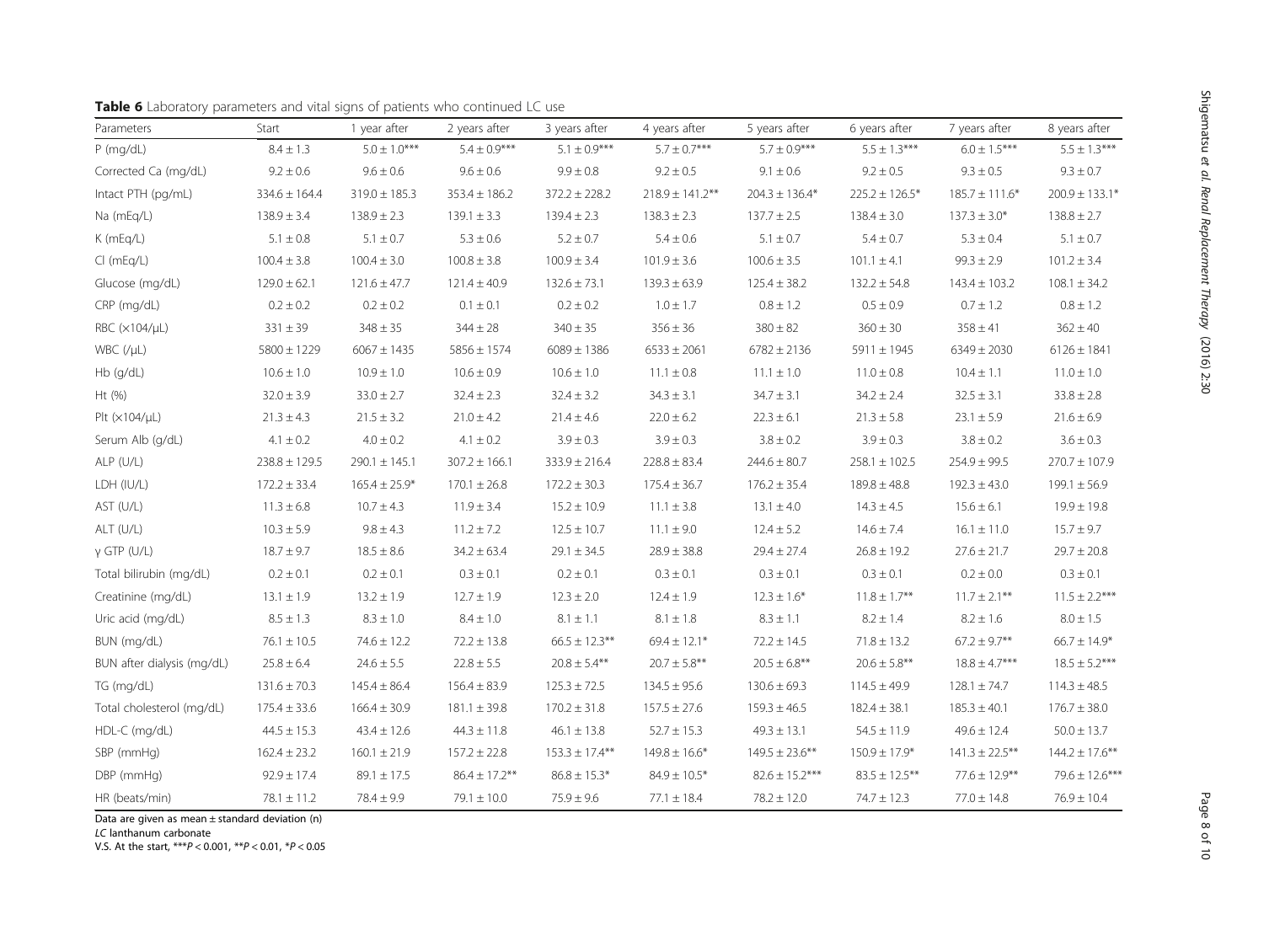**Table 6** Laboratory parameters and vital signs of patients who continued LC use

| Parameters | Start | 1 year after | 2 years after | 3 years after | 4 years after | 5 years after | 6 years after | 7 years after | 8 years after |
|---|---|---|---|---|---|---|---|---|---|
| P (mg/dL) | 8.4 ± 1.3 | 5.0 ± 1.0*** | 5.4 ± 0.9*** | 5.1 ± 0.9*** | 5.7 ± 0.7*** | 5.7 ± 0.9*** | 5.5 ± 1.3*** | 6.0 ± 1.5*** | 5.5 ± 1.3*** |
| Corrected Ca (mg/dL) | 9.2 ± 0.6 | 9.6 ± 0.6 | 9.6 ± 0.6 | 9.9 ± 0.8 | 9.2 ± 0.5 | 9.1 ± 0.6 | 9.2 ± 0.5 | 9.3 ± 0.5 | 9.3 ± 0.7 |
| Intact PTH (pg/mL) | 334.6 ± 164.4 | 319.0 ± 185.3 | 353.4 ± 186.2 | 372.2 ± 228.2 | 218.9 ± 141.2** | 204.3 ± 136.4* | 225.2 ± 126.5* | 185.7 ± 111.6* | 200.9 ± 133.1* |
| Na (mEq/L) | 138.9 ± 3.4 | 138.9 ± 2.3 | 139.1 ± 3.3 | 139.4 ± 2.3 | 138.3 ± 2.3 | 137.7 ± 2.5 | 138.4 ± 3.0 | 137.3 ± 3.0* | 138.8 ± 2.7 |
| K (mEq/L) | 5.1 ± 0.8 | 5.1 ± 0.7 | 5.3 ± 0.6 | 5.2 ± 0.7 | 5.4 ± 0.6 | 5.1 ± 0.7 | 5.4 ± 0.7 | 5.3 ± 0.4 | 5.1 ± 0.7 |
| Cl (mEq/L) | 100.4 ± 3.8 | 100.4 ± 3.0 | 100.8 ± 3.8 | 100.9 ± 3.4 | 101.9 ± 3.6 | 100.6 ± 3.5 | 101.1 ± 4.1 | 99.3 ± 2.9 | 101.2 ± 3.4 |
| Glucose (mg/dL) | 129.0 ± 62.1 | 121.6 ± 47.7 | 121.4 ± 40.9 | 132.6 ± 73.1 | 139.3 ± 63.9 | 125.4 ± 38.2 | 132.2 ± 54.8 | 143.4 ± 103.2 | 108.1 ± 34.2 |
| CRP (mg/dL) | 0.2 ± 0.2 | 0.2 ± 0.2 | 0.1 ± 0.1 | 0.2 ± 0.2 | 1.0 ± 1.7 | 0.8 ± 1.2 | 0.5 ± 0.9 | 0.7 ± 1.2 | 0.8 ± 1.2 |
| RBC (×104/μL) | 331 ± 39 | 348 ± 35 | 344 ± 28 | 340 ± 35 | 356 ± 36 | 380 ± 82 | 360 ± 30 | 358 ± 41 | 362 ± 40 |
| WBC (/μL) | 5800 ± 1229 | 6067 ± 1435 | 5856 ± 1574 | 6089 ± 1386 | 6533 ± 2061 | 6782 ± 2136 | 5911 ± 1945 | 6349 ± 2030 | 6126 ± 1841 |
| Hb (g/dL) | 10.6 ± 1.0 | 10.9 ± 1.0 | 10.6 ± 0.9 | 10.6 ± 1.0 | 11.1 ± 0.8 | 11.1 ± 1.0 | 11.0 ± 0.8 | 10.4 ± 1.1 | 11.0 ± 1.0 |
| Ht (%) | 32.0 ± 3.9 | 33.0 ± 2.7 | 32.4 ± 2.3 | 32.4 ± 3.2 | 34.3 ± 3.1 | 34.7 ± 3.1 | 34.2 ± 2.4 | 32.5 ± 3.1 | 33.8 ± 2.8 |
| Plt (×104/μL) | 21.3 ± 4.3 | 21.5 ± 3.2 | 21.0 ± 4.2 | 21.4 ± 4.6 | 22.0 ± 6.2 | 22.3 ± 6.1 | 21.3 ± 5.8 | 23.1 ± 5.9 | 21.6 ± 6.9 |
| Serum Alb (g/dL) | 4.1 ± 0.2 | 4.0 ± 0.2 | 4.1 ± 0.2 | 3.9 ± 0.3 | 3.9 ± 0.3 | 3.8 ± 0.2 | 3.9 ± 0.3 | 3.8 ± 0.2 | 3.6 ± 0.3 |
| ALP (U/L) | 238.8 ± 129.5 | 290.1 ± 145.1 | 307.2 ± 166.1 | 333.9 ± 216.4 | 228.8 ± 83.4 | 244.6 ± 80.7 | 258.1 ± 102.5 | 254.9 ± 99.5 | 270.7 ± 107.9 |
| LDH (IU/L) | 172.2 ± 33.4 | 165.4 ± 25.9* | 170.1 ± 26.8 | 172.2 ± 30.3 | 175.4 ± 36.7 | 176.2 ± 35.4 | 189.8 ± 48.8 | 192.3 ± 43.0 | 199.1 ± 56.9 |
| AST (U/L) | 11.3 ± 6.8 | 10.7 ± 4.3 | 11.9 ± 3.4 | 15.2 ± 10.9 | 11.1 ± 3.8 | 13.1 ± 4.0 | 14.3 ± 4.5 | 15.6 ± 6.1 | 19.9 ± 19.8 |
| ALT (U/L) | 10.3 ± 5.9 | 9.8 ± 4.3 | 11.2 ± 7.2 | 12.5 ± 10.7 | 11.1 ± 9.0 | 12.4 ± 5.2 | 14.6 ± 7.4 | 16.1 ± 11.0 | 15.7 ± 9.7 |
| γ GTP (U/L) | 18.7 ± 9.7 | 18.5 ± 8.6 | 34.2 ± 63.4 | 29.1 ± 34.5 | 28.9 ± 38.8 | 29.4 ± 27.4 | 26.8 ± 19.2 | 27.6 ± 21.7 | 29.7 ± 20.8 |
| Total bilirubin (mg/dL) | 0.2 ± 0.1 | 0.2 ± 0.1 | 0.3 ± 0.1 | 0.2 ± 0.1 | 0.3 ± 0.1 | 0.3 ± 0.1 | 0.3 ± 0.1 | 0.2 ± 0.0 | 0.3 ± 0.1 |
| Creatinine (mg/dL) | 13.1 ± 1.9 | 13.2 ± 1.9 | 12.7 ± 1.9 | 12.3 ± 2.0 | 12.4 ± 1.9 | 12.3 ± 1.6* | 11.8 ± 1.7** | 11.7 ± 2.1** | 11.5 ± 2.2*** |
| Uric acid (mg/dL) | 8.5 ± 1.3 | 8.3 ± 1.0 | 8.4 ± 1.0 | 8.1 ± 1.1 | 8.1 ± 1.8 | 8.3 ± 1.1 | 8.2 ± 1.4 | 8.2 ± 1.6 | 8.0 ± 1.5 |
| BUN (mg/dL) | 76.1 ± 10.5 | 74.6 ± 12.2 | 72.2 ± 13.8 | 66.5 ± 12.3** | 69.4 ± 12.1* | 72.2 ± 14.5 | 71.8 ± 13.2 | 67.2 ± 9.7** | 66.7 ± 14.9* |
| BUN after dialysis (mg/dL) | 25.8 ± 6.4 | 24.6 ± 5.5 | 22.8 ± 5.5 | 20.8 ± 5.4** | 20.7 ± 5.8** | 20.5 ± 6.8** | 20.6 ± 5.8** | 18.8 ± 4.7*** | 18.5 ± 5.2*** |
| TG (mg/dL) | 131.6 ± 70.3 | 145.4 ± 86.4 | 156.4 ± 83.9 | 125.3 ± 72.5 | 134.5 ± 95.6 | 130.6 ± 69.3 | 114.5 ± 49.9 | 128.1 ± 74.7 | 114.3 ± 48.5 |
| Total cholesterol (mg/dL) | 175.4 ± 33.6 | 166.4 ± 30.9 | 181.1 ± 39.8 | 170.2 ± 31.8 | 157.5 ± 27.6 | 159.3 ± 46.5 | 182.4 ± 38.1 | 185.3 ± 40.1 | 176.7 ± 38.0 |
| HDL-C (mg/dL) | 44.5 ± 15.3 | 43.4 ± 12.6 | 44.3 ± 11.8 | 46.1 ± 13.8 | 52.7 ± 15.3 | 49.3 ± 13.1 | 54.5 ± 11.9 | 49.6 ± 12.4 | 50.0 ± 13.7 |
| SBP (mmHg) | 162.4 ± 23.2 | 160.1 ± 21.9 | 157.2 ± 22.8 | 153.3 ± 17.4** | 149.8 ± 16.6* | 149.5 ± 23.6** | 150.9 ± 17.9* | 141.3 ± 22.5** | 144.2 ± 17.6** |
| DBP (mmHg) | 92.9 ± 17.4 | 89.1 ± 17.5 | 86.4 ± 17.2** | 86.8 ± 15.3* | 84.9 ± 10.5* | 82.6 ± 15.2*** | 83.5 ± 12.5** | 77.6 ± 12.9** | 79.6 ± 12.6*** |
| HR (beats/min) | 78.1 ± 11.2 | 78.4 ± 9.9 | 79.1 ± 10.0 | 75.9 ± 9.6 | 77.1 ± 18.4 | 78.2 ± 12.0 | 74.7 ± 12.3 | 77.0 ± 14.8 | 76.9 ± 10.4 |

Data are given as mean ± standard deviation (n)

*LC* lanthanum carbonate

V.S. At the start, ***$P < 0.001$, **$P < 0.01$, *$P < 0.05$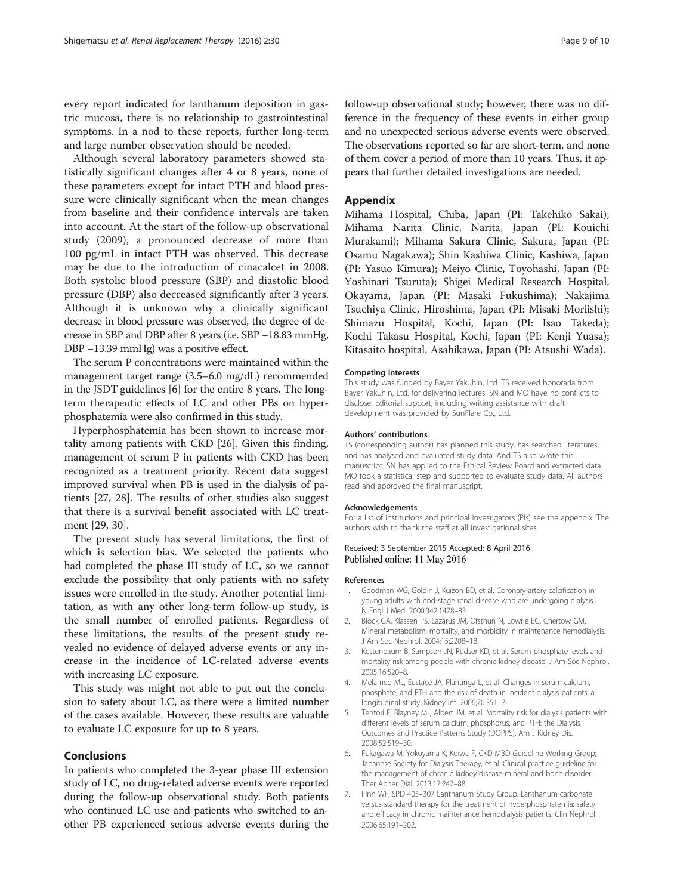every report indicated for lanthanum deposition in gastric mucosa, there is no relationship to gastrointestinal symptoms. In a nod to these reports, further long-term and large number observation should be needed.

Although several laboratory parameters showed statistically significant changes after 4 or 8 years, none of these parameters except for intact PTH and blood pressure were clinically significant when the mean changes from baseline and their confidence intervals are taken into account. At the start of the follow-up observational study (2009), a pronounced decrease of more than 100 pg/mL in intact PTH was observed. This decrease may be due to the introduction of cinacalcet in 2008. Both systolic blood pressure (SBP) and diastolic blood pressure (DBP) also decreased significantly after 3 years. Although it is unknown why a clinically significant decrease in blood pressure was observed, the degree of decrease in SBP and DBP after 8 years (i.e. SBP −18.83 mmHg, DBP −13.39 mmHg) was a positive effect.

The serum P concentrations were maintained within the management target range (3.5–6.0 mg/dL) recommended in the JSDT guidelines [6] for the entire 8 years. The long-term therapeutic effects of LC and other PBs on hyperphosphatemia were also confirmed in this study.

Hyperphosphatemia has been shown to increase mortality among patients with CKD [26]. Given this finding, management of serum P in patients with CKD has been recognized as a treatment priority. Recent data suggest improved survival when PB is used in the dialysis of patients [27, 28]. The results of other studies also suggest that there is a survival benefit associated with LC treatment [29, 30].

The present study has several limitations, the first of which is selection bias. We selected the patients who had completed the phase III study of LC, so we cannot exclude the possibility that only patients with no safety issues were enrolled in the study. Another potential limitation, as with any other long-term follow-up study, is the small number of enrolled patients. Regardless of these limitations, the results of the present study revealed no evidence of delayed adverse events or any increase in the incidence of LC-related adverse events with increasing LC exposure.

This study was might not able to put out the conclusion to safety about LC, as there were a limited number of the cases available. However, these results are valuable to evaluate LC exposure for up to 8 years.

## Conclusions

In patients who completed the 3-year phase III extension study of LC, no drug-related adverse events were reported during the follow-up observational study. Both patients who continued LC use and patients who switched to another PB experienced serious adverse events during the follow-up observational study; however, there was no difference in the frequency of these events in either group and no unexpected serious adverse events were observed. The observations reported so far are short-term, and none of them cover a period of more than 10 years. Thus, it appears that further detailed investigations are needed.

## Appendix

Mihama Hospital, Chiba, Japan (PI: Takehiko Sakai); Mihama Narita Clinic, Narita, Japan (PI: Kouichi Murakami); Mihama Sakura Clinic, Sakura, Japan (PI: Osamu Nagakawa); Shin Kashiwa Clinic, Kashiwa, Japan (PI: Yasuo Kimura); Meiyo Clinic, Toyohashi, Japan (PI: Yoshinari Tsuruta); Shigei Medical Research Hospital, Okayama, Japan (PI: Masaki Fukushima); Nakajima Tsuchiya Clinic, Hiroshima, Japan (PI: Misaki Moriishi); Shimazu Hospital, Kochi, Japan (PI: Isao Takeda); Kochi Takasu Hospital, Kochi, Japan (PI: Kenji Yuasa); Kitasaito hospital, Asahikawa, Japan (PI: Atsushi Wada).

#### Competing interests

This study was funded by Bayer Yakuhin, Ltd. TS received honoraria from Bayer Yakuhin, Ltd. for delivering lectures. SN and MO have no conflicts to disclose. Editorial support, including writing assistance with draft development was provided by SunFlare Co., Ltd.

#### Authors' contributions

TS (corresponding author) has planned this study, has searched literatures, and has analysed and evaluated study data. And TS also wrote this manuscript. SN has applied to the Ethical Review Board and extracted data. MO took a statistical step and supported to evaluate study data. All authors read and approved the final manuscript.

#### Acknowledgements

For a list of institutions and principal investigators (PIs) see the appendix. The authors wish to thank the staff at all investigational sites.

Received: 3 September 2015 Accepted: 8 April 2016
Published online: 11 May 2016

#### References

1. Goodman WG, Goldin J, Kuizon BD, et al. Coronary-artery calcification in young adults with end-stage renal disease who are undergoing dialysis. N Engl J Med. 2000;342:1478–83.
2. Block GA, Klassen PS, Lazarus JM, Ofsthun N, Lowrie EG, Chertow GM. Mineral metabolism, mortality, and morbidity in maintenance hemodialysis. J Am Soc Nephrol. 2004;15:2208–18.
3. Kestenbaum B, Sampson JN, Rudser KD, et al. Serum phosphate levels and mortality risk among people with chronic kidney disease. J Am Soc Nephrol. 2005;16:520–8.
4. Melamed ML, Eustace JA, Plantinga L, et al. Changes in serum calcium, phosphate, and PTH and the risk of death in incident dialysis patients: a longitudinal study. Kidney Int. 2006;70:351–7.
5. Tentori F, Blayney MJ, Albert JM, et al. Mortality risk for dialysis patients with different levels of serum calcium, phosphorus, and PTH: the Dialysis Outcomes and Practice Patterns Study (DOPPS). Am J Kidney Dis. 2008;52:519–30.
6. Fukagawa M, Yokoyama K, Koiwa F, CKD-MBD Guideline Working Group; Japanese Society for Dialysis Therapy, et al. Clinical practice guideline for the management of chronic kidney disease-mineral and bone disorder. Ther Apher Dial. 2013;17:247–88.
7. Finn WF, SPD 405–307 Lanthanum Study Group. Lanthanum carbonate versus standard therapy for the treatment of hyperphosphatemia: safety and efficacy in chronic maintenance hemodialysis patients. Clin Nephrol. 2006;65:191–202.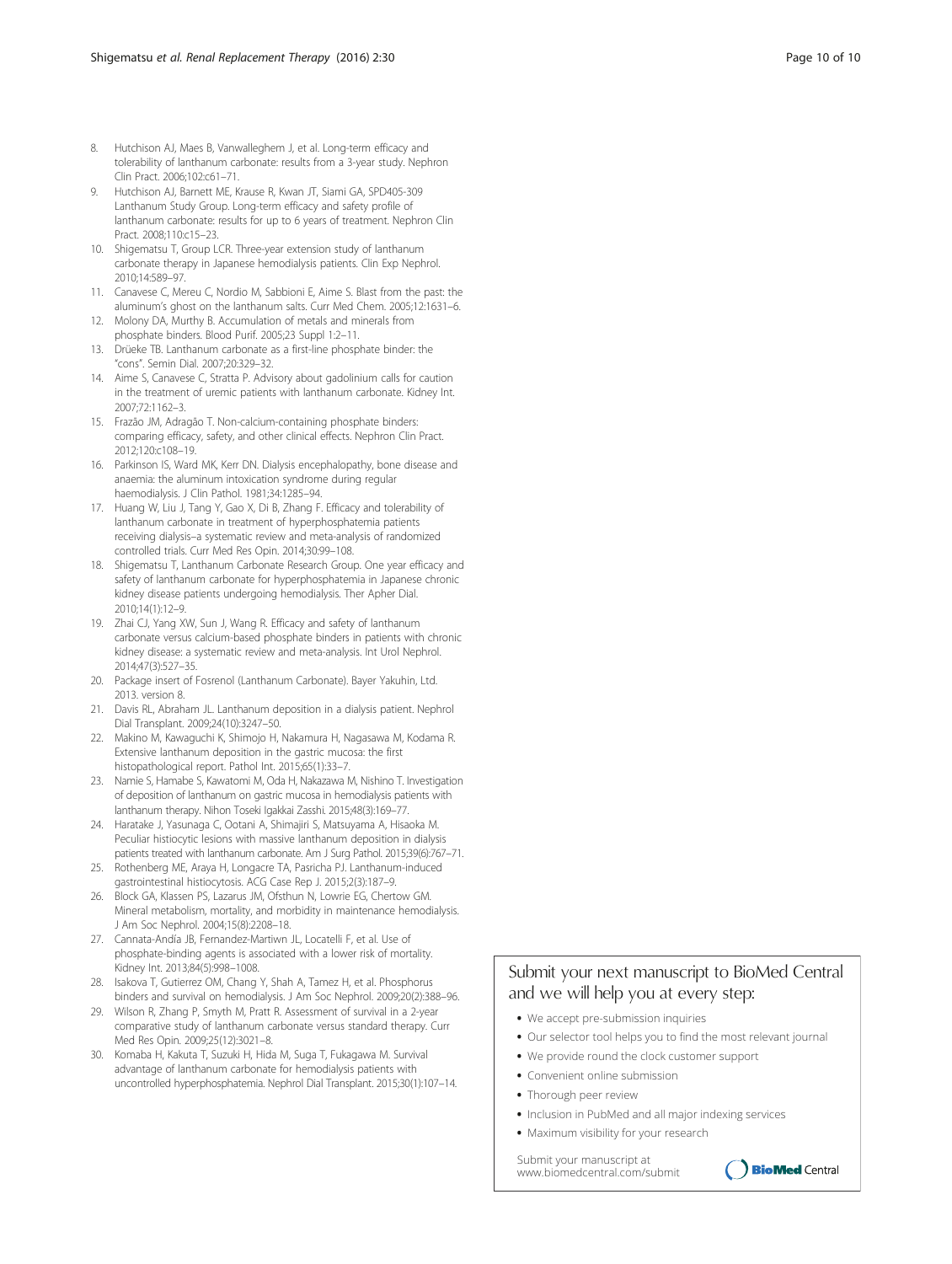8. Hutchison AJ, Maes B, Vanwalleghem J, et al. Long-term efficacy and tolerability of lanthanum carbonate: results from a 3-year study. Nephron Clin Pract. 2006;102:c61–71.
9. Hutchison AJ, Barnett ME, Krause R, Kwan JT, Siami GA, SPD405-309 Lanthanum Study Group. Long-term efficacy and safety profile of lanthanum carbonate: results for up to 6 years of treatment. Nephron Clin Pract. 2008;110:c15–23.
10. Shigematsu T, Group LCR. Three-year extension study of lanthanum carbonate therapy in Japanese hemodialysis patients. Clin Exp Nephrol. 2010;14:589–97.
11. Canavese C, Mereu C, Nordio M, Sabbioni E, Aime S. Blast from the past: the aluminum's ghost on the lanthanum salts. Curr Med Chem. 2005;12:1631–6.
12. Molony DA, Murthy B. Accumulation of metals and minerals from phosphate binders. Blood Purif. 2005;23 Suppl 1:2–11.
13. Drüeke TB. Lanthanum carbonate as a first-line phosphate binder: the "cons". Semin Dial. 2007;20:329–32.
14. Aime S, Canavese C, Stratta P. Advisory about gadolinium calls for caution in the treatment of uremic patients with lanthanum carbonate. Kidney Int. 2007;72:1162–3.
15. Frazão JM, Adragão T. Non-calcium-containing phosphate binders: comparing efficacy, safety, and other clinical effects. Nephron Clin Pract. 2012;120:c108–19.
16. Parkinson IS, Ward MK, Kerr DN. Dialysis encephalopathy, bone disease and anaemia: the aluminum intoxication syndrome during regular haemodialysis. J Clin Pathol. 1981;34:1285–94.
17. Huang W, Liu J, Tang Y, Gao X, Di B, Zhang F. Efficacy and tolerability of lanthanum carbonate in treatment of hyperphosphatemia patients receiving dialysis–a systematic review and meta-analysis of randomized controlled trials. Curr Med Res Opin. 2014;30:99–108.
18. Shigematsu T, Lanthanum Carbonate Research Group. One year efficacy and safety of lanthanum carbonate for hyperphosphatemia in Japanese chronic kidney disease patients undergoing hemodialysis. Ther Apher Dial. 2010;14(1):12–9.
19. Zhai CJ, Yang XW, Sun J, Wang R. Efficacy and safety of lanthanum carbonate versus calcium-based phosphate binders in patients with chronic kidney disease: a systematic review and meta-analysis. Int Urol Nephrol. 2014;47(3):527–35.
20. Package insert of Fosrenol (Lanthanum Carbonate). Bayer Yakuhin, Ltd. 2013. version 8.
21. Davis RL, Abraham JL. Lanthanum deposition in a dialysis patient. Nephrol Dial Transplant. 2009;24(10):3247–50.
22. Makino M, Kawaguchi K, Shimojo H, Nakamura H, Nagasawa M, Kodama R. Extensive lanthanum deposition in the gastric mucosa: the first histopathological report. Pathol Int. 2015;65(1):33–7.
23. Namie S, Hamabe S, Kawatomi M, Oda H, Nakazawa M, Nishino T. Investigation of deposition of lanthanum on gastric mucosa in hemodialysis patients with lanthanum therapy. Nihon Toseki Igakkai Zasshi. 2015;48(3):169–77.
24. Haratake J, Yasunaga C, Ootani A, Shimajiri S, Matsuyama A, Hisaoka M. Peculiar histiocytic lesions with massive lanthanum deposition in dialysis patients treated with lanthanum carbonate. Am J Surg Pathol. 2015;39(6):767–71.
25. Rothenberg ME, Araya H, Longacre TA, Pasricha PJ. Lanthanum-induced gastrointestinal histiocytosis. ACG Case Rep J. 2015;2(3):187–9.
26. Block GA, Klassen PS, Lazarus JM, Ofsthun N, Lowrie EG, Chertow GM. Mineral metabolism, mortality, and morbidity in maintenance hemodialysis. J Am Soc Nephrol. 2004;15(8):2208–18.
27. Cannata-Andía JB, Fernandez-Martiwn JL, Locatelli F, et al. Use of phosphate-binding agents is associated with a lower risk of mortality. Kidney Int. 2013;84(5):998–1008.
28. Isakova T, Gutierrez OM, Chang Y, Shah A, Tamez H, et al. Phosphorus binders and survival on hemodialysis. J Am Soc Nephrol. 2009;20(2):388–96.
29. Wilson R, Zhang P, Smyth M, Pratt R. Assessment of survival in a 2-year comparative study of lanthanum carbonate versus standard therapy. Curr Med Res Opin. 2009;25(12):3021–8.
30. Komaba H, Kakuta T, Suzuki H, Hida M, Suga T, Fukagawa M. Survival advantage of lanthanum carbonate for hemodialysis patients with uncontrolled hyperphosphatemia. Nephrol Dial Transplant. 2015;30(1):107–14.

Submit your next manuscript to BioMed Central and we will help you at every step:

- We accept pre-submission inquiries
- Our selector tool helps you to find the most relevant journal
- We provide round the clock customer support
- Convenient online submission
- Thorough peer review
- Inclusion in PubMed and all major indexing services
- Maximum visibility for your research

Submit your manuscript at www.biomedcentral.com/submit

BioMed Central